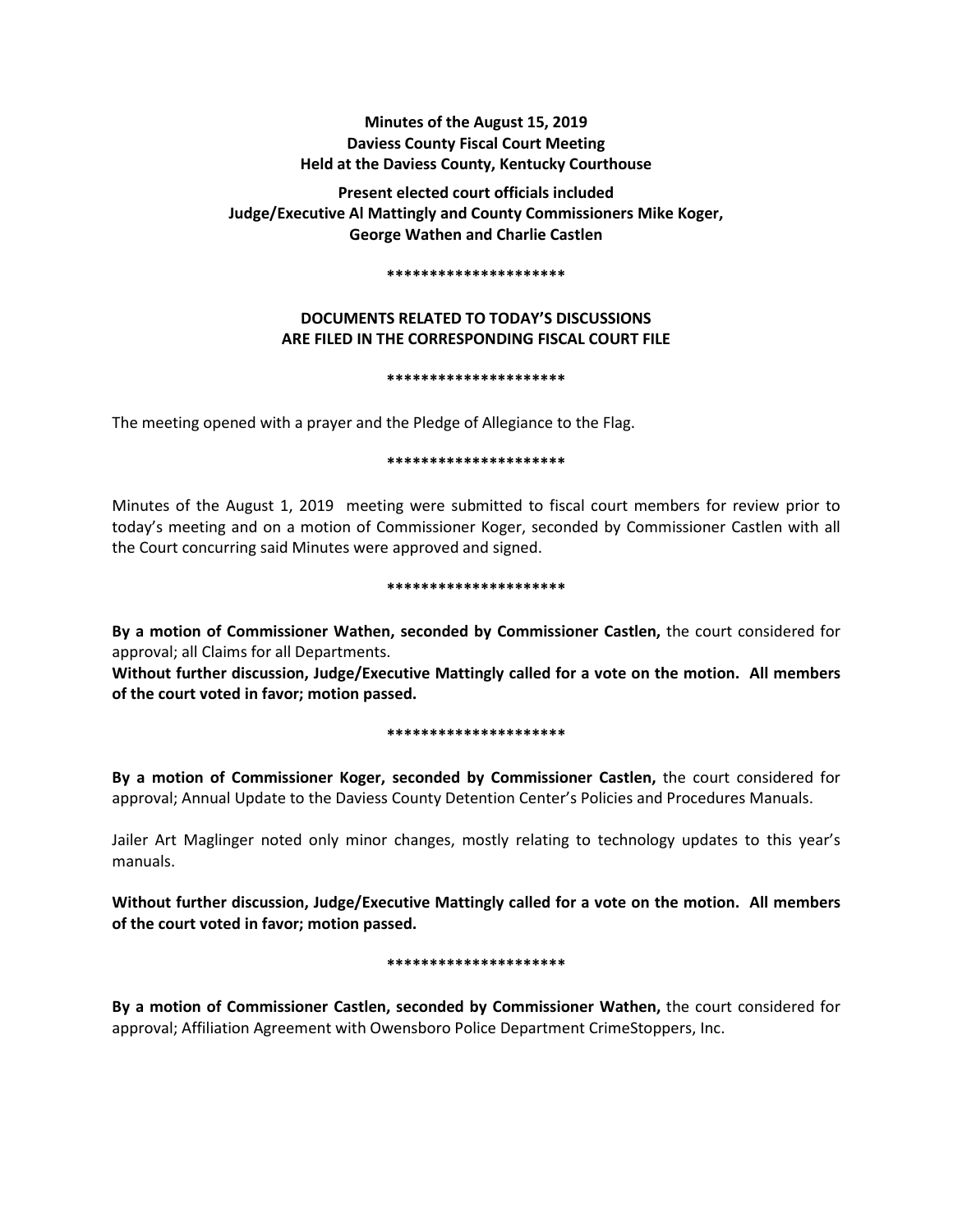**Minutes of the August 15, 2019**
**Daviess County Fiscal Court Meeting**
**Held at the Daviess County, Kentucky Courthouse**

**Present elected court officials included**
**Judge/Executive Al Mattingly and County Commissioners Mike Koger, George Wathen and Charlie Castlen**

*********************

**DOCUMENTS RELATED TO TODAY'S DISCUSSIONS ARE FILED IN THE CORRESPONDING FISCAL COURT FILE**

*********************

The meeting opened with a prayer and the Pledge of Allegiance to the Flag.

*********************

Minutes of the August 1, 2019 meeting were submitted to fiscal court members for review prior to today's meeting and on a motion of Commissioner Koger, seconded by Commissioner Castlen with all the Court concurring said Minutes were approved and signed.

*********************

**By a motion of Commissioner Wathen, seconded by Commissioner Castlen,** the court considered for approval; all Claims for all Departments.

**Without further discussion, Judge/Executive Mattingly called for a vote on the motion. All members of the court voted in favor; motion passed.**

*********************

**By a motion of Commissioner Koger, seconded by Commissioner Castlen,** the court considered for approval; Annual Update to the Daviess County Detention Center's Policies and Procedures Manuals.

Jailer Art Maglinger noted only minor changes, mostly relating to technology updates to this year's manuals.

**Without further discussion, Judge/Executive Mattingly called for a vote on the motion. All members of the court voted in favor; motion passed.**

*********************

**By a motion of Commissioner Castlen, seconded by Commissioner Wathen,** the court considered for approval; Affiliation Agreement with Owensboro Police Department CrimeStoppers, Inc.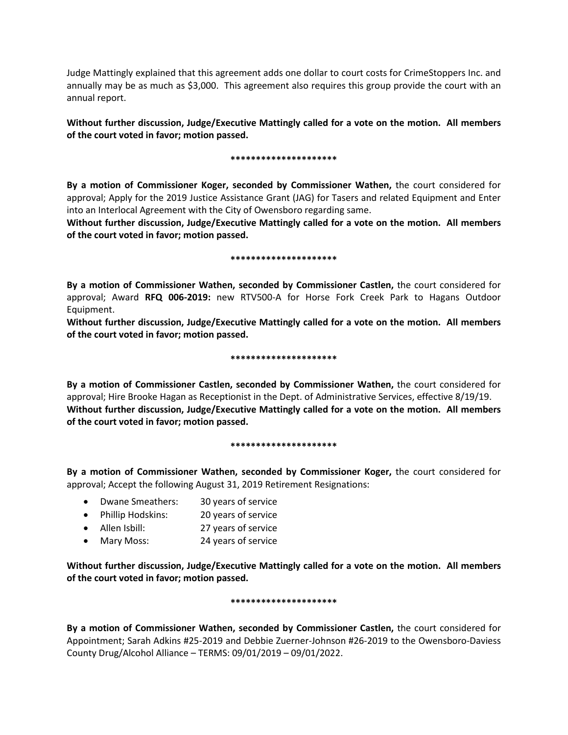Judge Mattingly explained that this agreement adds one dollar to court costs for CrimeStoppers Inc. and annually may be as much as $3,000. This agreement also requires this group provide the court with an annual report.

**Without further discussion, Judge/Executive Mattingly called for a vote on the motion. All members of the court voted in favor; motion passed.**

**********************

**By a motion of Commissioner Koger, seconded by Commissioner Wathen,** the court considered for approval; Apply for the 2019 Justice Assistance Grant (JAG) for Tasers and related Equipment and Enter into an Interlocal Agreement with the City of Owensboro regarding same.

**Without further discussion, Judge/Executive Mattingly called for a vote on the motion. All members of the court voted in favor; motion passed.**

**********************

**By a motion of Commissioner Wathen, seconded by Commissioner Castlen,** the court considered for approval; Award **RFQ 006-2019:** new RTV500-A for Horse Fork Creek Park to Hagans Outdoor Equipment.

**Without further discussion, Judge/Executive Mattingly called for a vote on the motion. All members of the court voted in favor; motion passed.**

**********************

**By a motion of Commissioner Castlen, seconded by Commissioner Wathen,** the court considered for approval; Hire Brooke Hagan as Receptionist in the Dept. of Administrative Services, effective 8/19/19.

**Without further discussion, Judge/Executive Mattingly called for a vote on the motion. All members of the court voted in favor; motion passed.**

**********************

**By a motion of Commissioner Wathen, seconded by Commissioner Koger,** the court considered for approval; Accept the following August 31, 2019 Retirement Resignations:

- Dwane Smeathers: 30 years of service
- Phillip Hodskins: 20 years of service
- Allen Isbill: 27 years of service
- Mary Moss: 24 years of service

**Without further discussion, Judge/Executive Mattingly called for a vote on the motion. All members of the court voted in favor; motion passed.**

**********************

**By a motion of Commissioner Wathen, seconded by Commissioner Castlen,** the court considered for Appointment; Sarah Adkins #25-2019 and Debbie Zuerner-Johnson #26-2019 to the Owensboro-Daviess County Drug/Alcohol Alliance – TERMS: 09/01/2019 – 09/01/2022.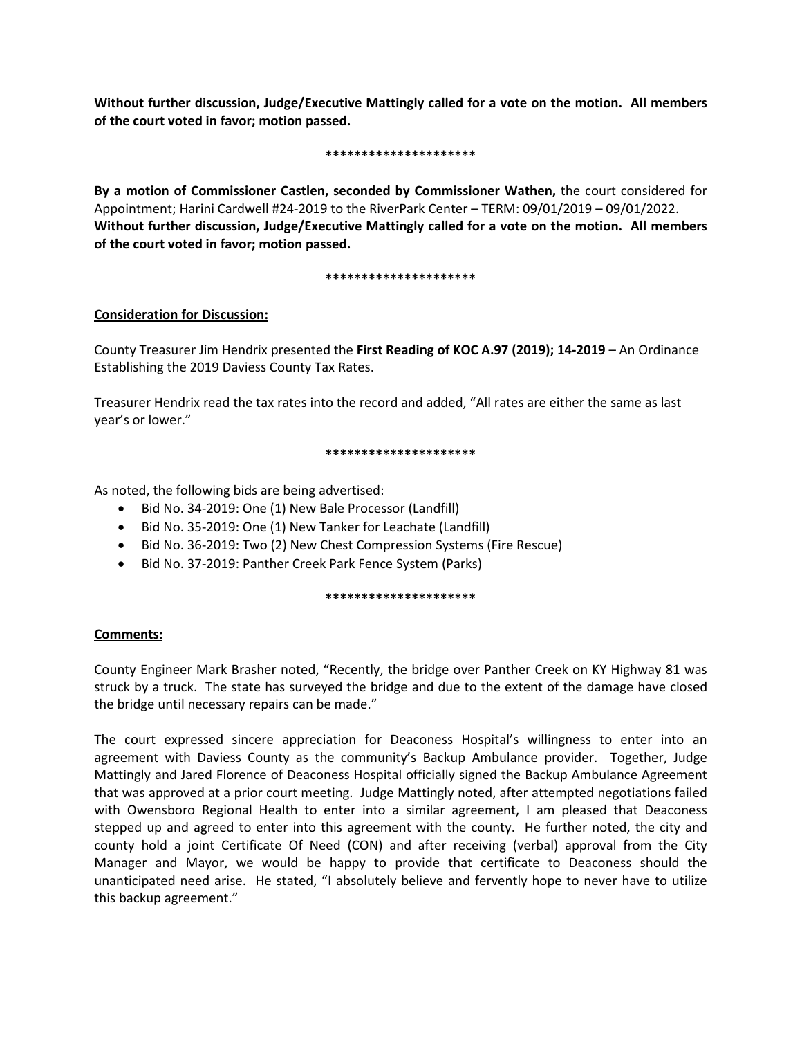**Without further discussion, Judge/Executive Mattingly called for a vote on the motion. All members of the court voted in favor; motion passed.**

*********************

**By a motion of Commissioner Castlen, seconded by Commissioner Wathen,** the court considered for Appointment; Harini Cardwell #24-2019 to the RiverPark Center – TERM: 09/01/2019 – 09/01/2022. **Without further discussion, Judge/Executive Mattingly called for a vote on the motion. All members of the court voted in favor; motion passed.**

*********************

**Consideration for Discussion:**

County Treasurer Jim Hendrix presented the **First Reading of KOC A.97 (2019); 14-2019** – An Ordinance Establishing the 2019 Daviess County Tax Rates.

Treasurer Hendrix read the tax rates into the record and added, "All rates are either the same as last year's or lower."

*********************

As noted, the following bids are being advertised:

- Bid No. 34-2019: One (1) New Bale Processor (Landfill)
- Bid No. 35-2019: One (1) New Tanker for Leachate (Landfill)
- Bid No. 36-2019: Two (2) New Chest Compression Systems (Fire Rescue)
- Bid No. 37-2019: Panther Creek Park Fence System (Parks)

*********************

**Comments:**

County Engineer Mark Brasher noted, "Recently, the bridge over Panther Creek on KY Highway 81 was struck by a truck. The state has surveyed the bridge and due to the extent of the damage have closed the bridge until necessary repairs can be made."

The court expressed sincere appreciation for Deaconess Hospital's willingness to enter into an agreement with Daviess County as the community's Backup Ambulance provider. Together, Judge Mattingly and Jared Florence of Deaconess Hospital officially signed the Backup Ambulance Agreement that was approved at a prior court meeting. Judge Mattingly noted, after attempted negotiations failed with Owensboro Regional Health to enter into a similar agreement, I am pleased that Deaconess stepped up and agreed to enter into this agreement with the county. He further noted, the city and county hold a joint Certificate Of Need (CON) and after receiving (verbal) approval from the City Manager and Mayor, we would be happy to provide that certificate to Deaconess should the unanticipated need arise. He stated, "I absolutely believe and fervently hope to never have to utilize this backup agreement."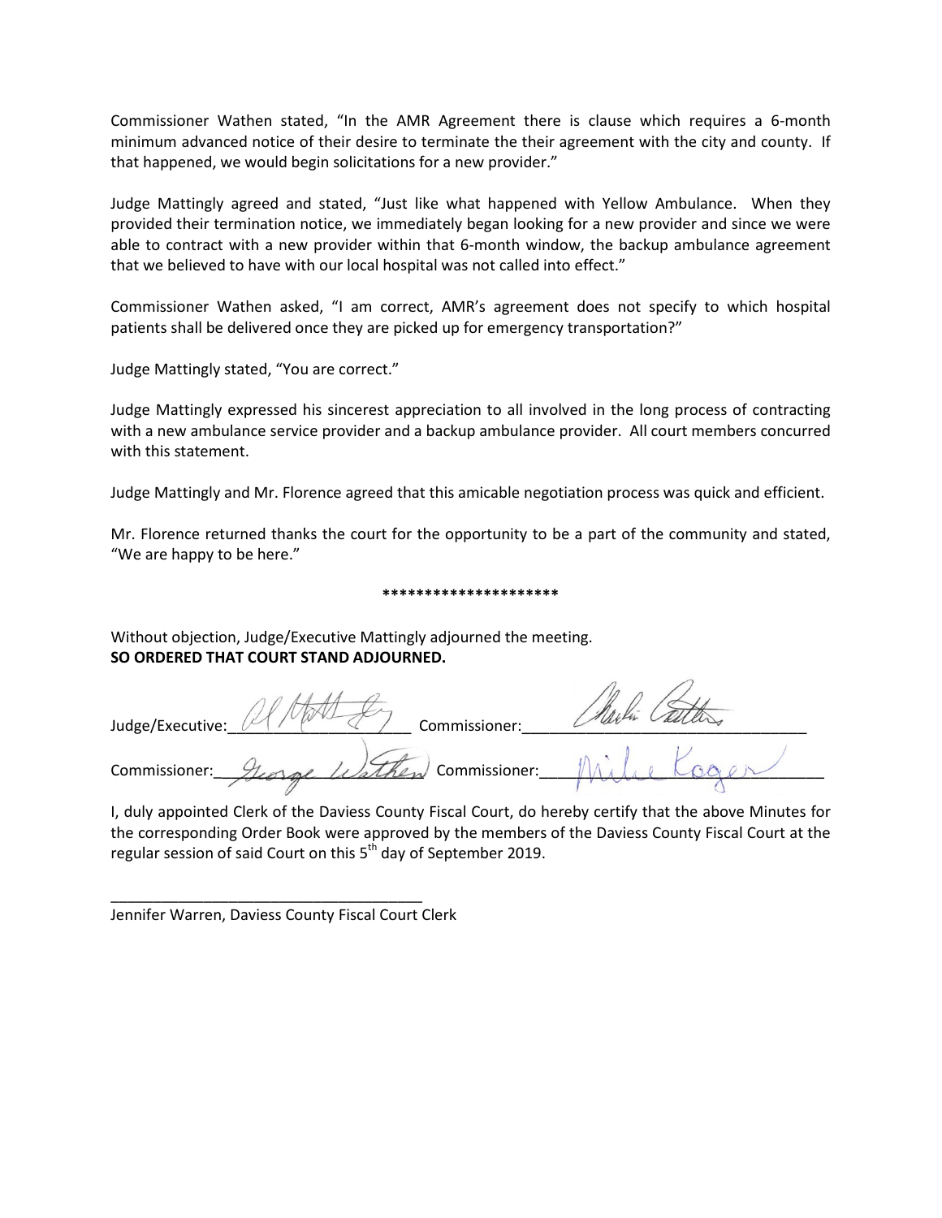Commissioner Wathen stated, "In the AMR Agreement there is clause which requires a 6-month minimum advanced notice of their desire to terminate the their agreement with the city and county. If that happened, we would begin solicitations for a new provider."

Judge Mattingly agreed and stated, "Just like what happened with Yellow Ambulance. When they provided their termination notice, we immediately began looking for a new provider and since we were able to contract with a new provider within that 6-month window, the backup ambulance agreement that we believed to have with our local hospital was not called into effect."

Commissioner Wathen asked, "I am correct, AMR's agreement does not specify to which hospital patients shall be delivered once they are picked up for emergency transportation?"

Judge Mattingly stated, "You are correct."

Judge Mattingly expressed his sincerest appreciation to all involved in the long process of contracting with a new ambulance service provider and a backup ambulance provider. All court members concurred with this statement.

Judge Mattingly and Mr. Florence agreed that this amicable negotiation process was quick and efficient.

Mr. Florence returned thanks the court for the opportunity to be a part of the community and stated, "We are happy to be here."

*********************

Without objection, Judge/Executive Mattingly adjourned the meeting.
**SO ORDERED THAT COURT STAND ADJOURNED.**

Judge/Executive:\_\_\_\_\_\_\_\_\_\_\_\_\_\_\_\_\_\_\_\_ Commissioner:\_\_\_\_\_\_\_\_\_\_\_\_\_\_\_\_\_\_\_\_

Commissioner:\_\_\_\_\_\_\_\_\_\_\_\_\_\_\_\_\_\_\_\_ Commissioner:\_\_\_\_\_\_\_\_\_\_\_\_\_\_\_\_\_\_\_\_

I, duly appointed Clerk of the Daviess County Fiscal Court, do hereby certify that the above Minutes for the corresponding Order Book were approved by the members of the Daviess County Fiscal Court at the regular session of said Court on this 5th day of September 2019.

\_\_\_\_\_\_\_\_\_\_\_\_\_\_\_\_\_\_\_\_\_\_\_\_\_\_\_\_\_\_\_\_\_\_\_\_\_\_
Jennifer Warren, Daviess County Fiscal Court Clerk